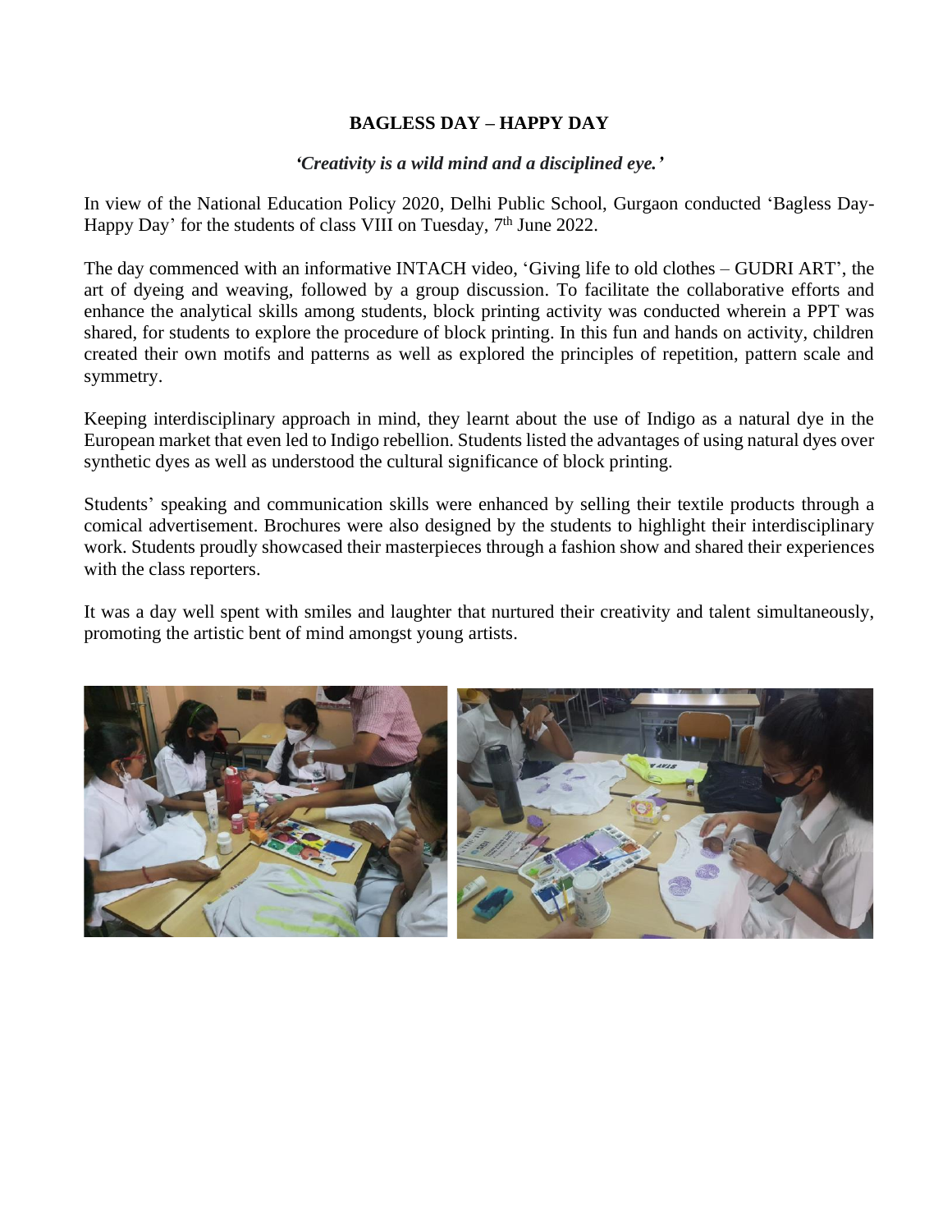# BAGLESS DAY – HAPPY DAY

*'Creativity is a wild mind and a disciplined eye.'*

In view of the National Education Policy 2020, Delhi Public School, Gurgaon conducted 'Bagless Day-Happy Day' for the students of class VIII on Tuesday, 7th June 2022.

The day commenced with an informative INTACH video, 'Giving life to old clothes – GUDRI ART', the art of dyeing and weaving, followed by a group discussion. To facilitate the collaborative efforts and enhance the analytical skills among students, block printing activity was conducted wherein a PPT was shared, for students to explore the procedure of block printing. In this fun and hands on activity, children created their own motifs and patterns as well as explored the principles of repetition, pattern scale and symmetry.

Keeping interdisciplinary approach in mind, they learnt about the use of Indigo as a natural dye in the European market that even led to Indigo rebellion. Students listed the advantages of using natural dyes over synthetic dyes as well as understood the cultural significance of block printing.

Students' speaking and communication skills were enhanced by selling their textile products through a comical advertisement. Brochures were also designed by the students to highlight their interdisciplinary work. Students proudly showcased their masterpieces through a fashion show and shared their experiences with the class reporters.

It was a day well spent with smiles and laughter that nurtured their creativity and talent simultaneously, promoting the artistic bent of mind amongst young artists.